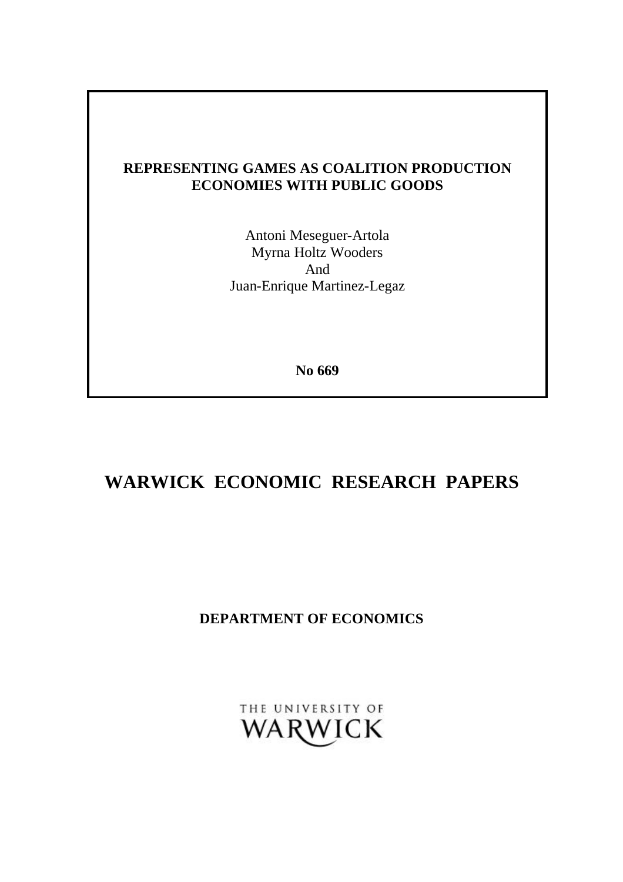**REPRESENTING GAMES AS COALITION PRODUCTION ECONOMIES WITH PUBLIC GOODS**

Antoni Meseguer-Artola
Myrna Holtz Wooders
And
Juan-Enrique Martinez-Legaz

**No 669**

# WARWICK ECONOMIC RESEARCH PAPERS

**DEPARTMENT OF ECONOMICS**

THE UNIVERSITY OF WARWICK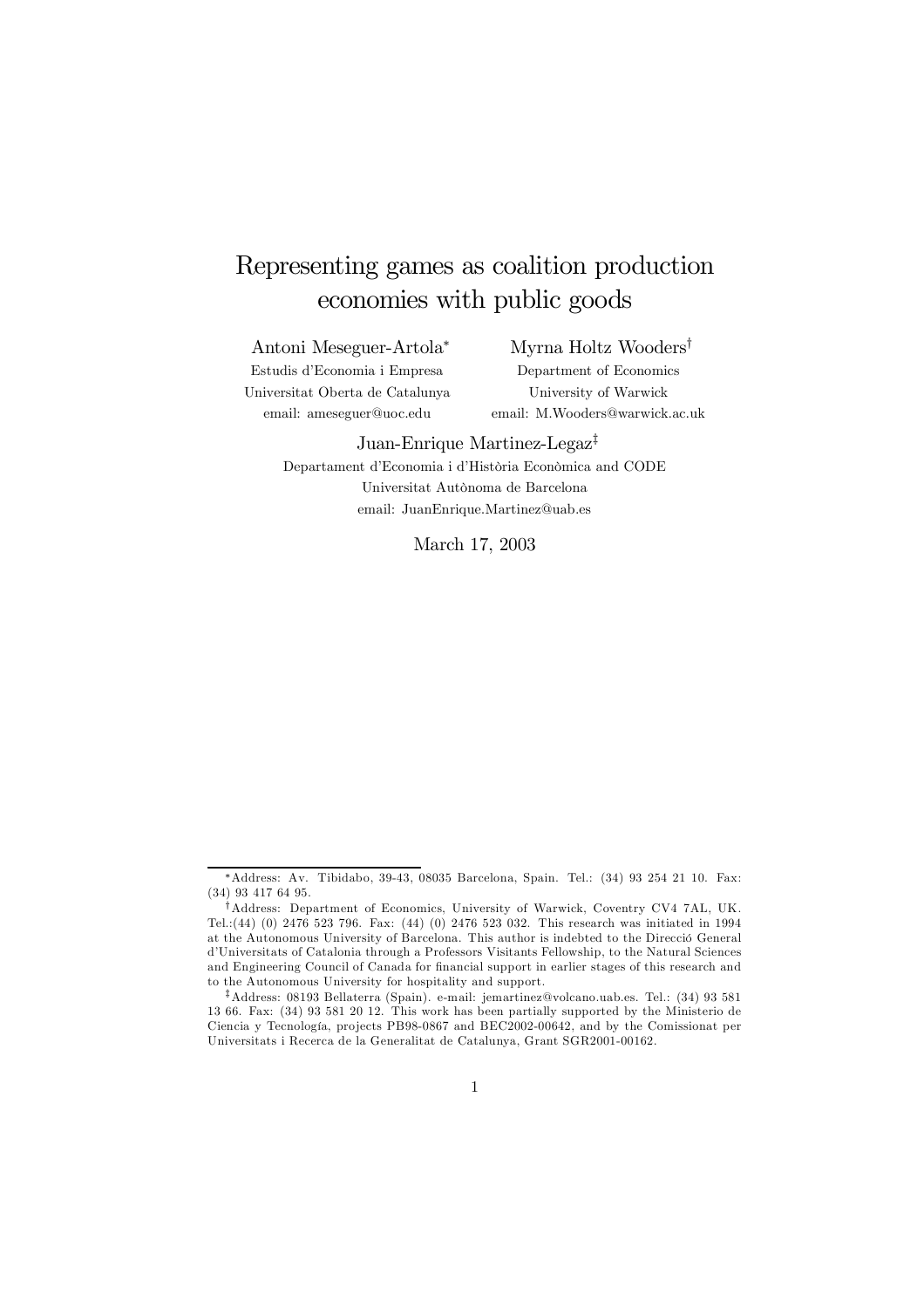# Representing games as coalition production economies with public goods

Antoni Meseguer-Artola*
Estudis d'Economia i Empresa
Universitat Oberta de Catalunya
email: ameseguer@uoc.edu

Myrna Holtz Wooders†
Department of Economics
University of Warwick
email: M.Wooders@warwick.ac.uk

Juan-Enrique Martinez-Legaz‡
Departament d'Economia i d'Història Econòmica and CODE
Universitat Autònoma de Barcelona
email: JuanEnrique.Martinez@uab.es

March 17, 2003

---

*Address: Av. Tibidabo, 39-43, 08035 Barcelona, Spain. Tel.: (34) 93 254 21 10. Fax: (34) 93 417 64 95.

†Address: Department of Economics, University of Warwick, Coventry CV4 7AL, UK. Tel.:(44) (0) 2476 523 796. Fax: (44) (0) 2476 523 032. This research was initiated in 1994 at the Autonomous University of Barcelona. This author is indebted to the Direcció General d'Universitats of Catalonia through a Professors Visitants Fellowship, to the Natural Sciences and Engineering Council of Canada for financial support in earlier stages of this research and to the Autonomous University for hospitality and support.

‡Address: 08193 Bellaterra (Spain). e-mail: jemartinez@volcano.uab.es. Tel.: (34) 93 581 13 66. Fax: (34) 93 581 20 12. This work has been partially supported by the Ministerio de Ciencia y Tecnología, projects PB98-0867 and BEC2002-00642, and by the Comissionat per Universitats i Recerca de la Generalitat de Catalunya, Grant SGR2001-00162.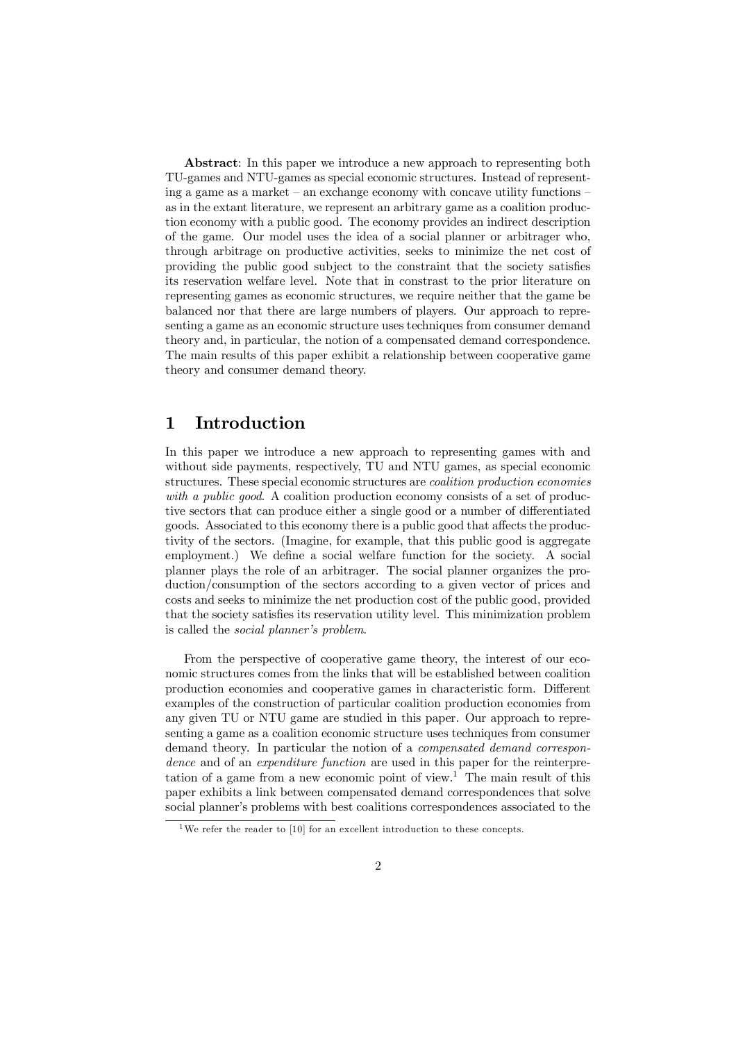**Abstract**: In this paper we introduce a new approach to representing both TU-games and NTU-games as special economic structures. Instead of representing a game as a market – an exchange economy with concave utility functions – as in the extant literature, we represent an arbitrary game as a coalition production economy with a public good. The economy provides an indirect description of the game. Our model uses the idea of a social planner or arbitrager who, through arbitrage on productive activities, seeks to minimize the net cost of providing the public good subject to the constraint that the society satisfies its reservation welfare level. Note that in constrast to the prior literature on representing games as economic structures, we require neither that the game be balanced nor that there are large numbers of players. Our approach to representing a game as an economic structure uses techniques from consumer demand theory and, in particular, the notion of a compensated demand correspondence. The main results of this paper exhibit a relationship between cooperative game theory and consumer demand theory.

# 1 Introduction

In this paper we introduce a new approach to representing games with and without side payments, respectively, TU and NTU games, as special economic structures. These special economic structures are *coalition production economies with a public good*. A coalition production economy consists of a set of productive sectors that can produce either a single good or a number of differentiated goods. Associated to this economy there is a public good that affects the productivity of the sectors. (Imagine, for example, that this public good is aggregate employment.) We define a social welfare function for the society. A social planner plays the role of an arbitrager. The social planner organizes the production/consumption of the sectors according to a given vector of prices and costs and seeks to minimize the net production cost of the public good, provided that the society satisfies its reservation utility level. This minimization problem is called the *social planner's problem*.

From the perspective of cooperative game theory, the interest of our economic structures comes from the links that will be established between coalition production economies and cooperative games in characteristic form. Different examples of the construction of particular coalition production economies from any given TU or NTU game are studied in this paper. Our approach to representing a game as a coalition economic structure uses techniques from consumer demand theory. In particular the notion of a *compensated demand correspondence* and of an *expenditure function* are used in this paper for the reinterpretation of a game from a new economic point of view.[1] The main result of this paper exhibits a link between compensated demand correspondences that solve social planner's problems with best coalitions correspondences associated to the

[1] We refer the reader to [10] for an excellent introduction to these concepts.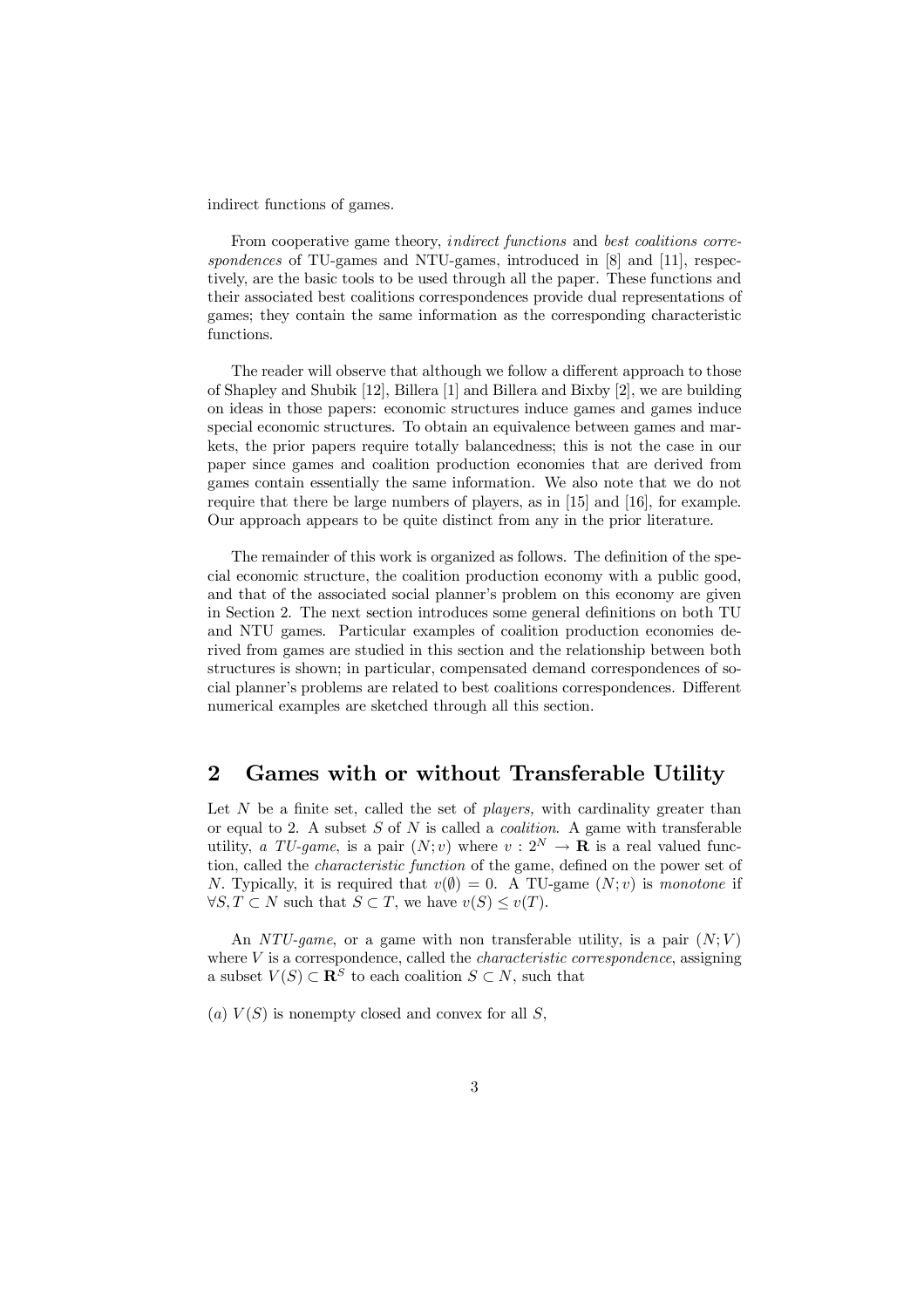indirect functions of games.

From cooperative game theory, *indirect functions* and *best coalitions correspondences* of TU-games and NTU-games, introduced in [8] and [11], respectively, are the basic tools to be used through all the paper. These functions and their associated best coalitions correspondences provide dual representations of games; they contain the same information as the corresponding characteristic functions.

The reader will observe that although we follow a different approach to those of Shapley and Shubik [12], Billera [1] and Billera and Bixby [2], we are building on ideas in those papers: economic structures induce games and games induce special economic structures. To obtain an equivalence between games and markets, the prior papers require totally balancedness; this is not the case in our paper since games and coalition production economies that are derived from games contain essentially the same information. We also note that we do not require that there be large numbers of players, as in [15] and [16], for example. Our approach appears to be quite distinct from any in the prior literature.

The remainder of this work is organized as follows. The definition of the special economic structure, the coalition production economy with a public good, and that of the associated social planner's problem on this economy are given in Section 2. The next section introduces some general definitions on both TU and NTU games. Particular examples of coalition production economies derived from games are studied in this section and the relationship between both structures is shown; in particular, compensated demand correspondences of social planner's problems are related to best coalitions correspondences. Different numerical examples are sketched through all this section.

## 2 Games with or without Transferable Utility

Let $N$ be a finite set, called the set of *players,* with cardinality greater than or equal to 2. A subset $S$ of $N$ is called a *coalition*. A game with transferable utility, *a TU-game*, is a pair $(N; v)$ where $v : 2^N \to \mathbf{R}$ is a real valued function, called the *characteristic function* of the game, defined on the power set of $N$. Typically, it is required that $v(\emptyset) = 0$. A TU-game $(N; v)$ is *monotone* if $\forall S, T \subset N$ such that $S \subset T$, we have $v(S) \leq v(T)$.

An *NTU-game*, or a game with non transferable utility, is a pair $(N; V)$ where $V$ is a correspondence, called the *characteristic correspondence*, assigning a subset $V(S) \subset \mathbf{R}^S$ to each coalition $S \subset N$, such that

$(a)$ $V(S)$ is nonempty closed and convex for all $S$,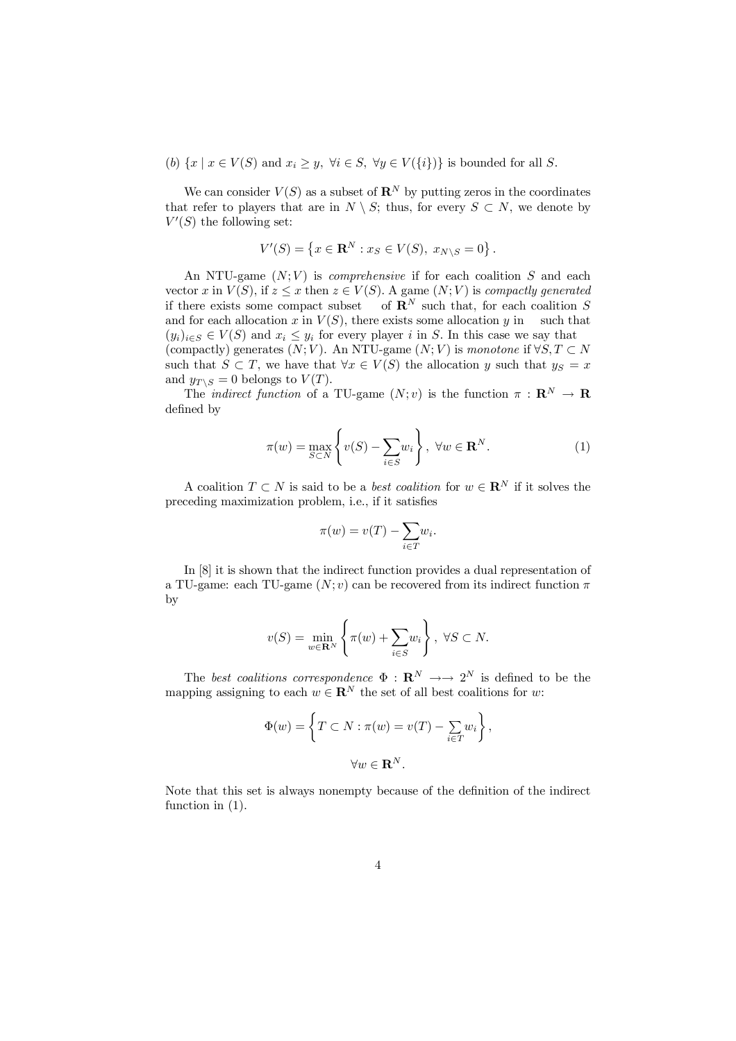(b) $\{x \mid x \in V(S) \text{ and } x_i \geq y, \ \forall i \in S, \ \forall y \in V(\{i\})\}$ is bounded for all $S$.

We can consider $V(S)$ as a subset of $\mathbf{R}^N$ by putting zeros in the coordinates that refer to players that are in $N \setminus S$; thus, for every $S \subset N$, we denote by $V'(S)$ the following set:

$$V'(S) = \left\{x \in \mathbf{R}^N : x_S \in V(S), \ x_{N \setminus S} = 0\right\}.$$

An NTU-game $(N;V)$ is *comprehensive* if for each coalition $S$ and each vector $x$ in $V(S)$, if $z \leq x$ then $z \in V(S)$. A game $(N;V)$ is *compactly generated* if there exists some compact subset of $\mathbf{R}^N$ such that, for each coalition $S$ and for each allocation $x$ in $V(S)$, there exists some allocation $y$ in such that $(y_i)_{i \in S} \in V(S)$ and $x_i \leq y_i$ for every player $i$ in $S$. In this case we say that (compactly) generates $(N;V)$. An NTU-game $(N;V)$ is *monotone* if $\forall S, T \subset N$ such that $S \subset T$, we have that $\forall x \in V(S)$ the allocation $y$ such that $y_S = x$ and $y_{T \setminus S} = 0$ belongs to $V(T)$.

The *indirect function* of a TU-game $(N;v)$ is the function $\pi : \mathbf{R}^N \to \mathbf{R}$ defined by

$$\pi(w) = \max_{S \subset N} \left\{ v(S) - \sum_{i \in S} w_i \right\}, \ \forall w \in \mathbf{R}^N. \tag{1}$$

A coalition $T \subset N$ is said to be a *best coalition* for $w \in \mathbf{R}^N$ if it solves the preceding maximization problem, i.e., if it satisfies

$$\pi(w) = v(T) - \sum_{i \in T} w_i.$$

In [8] it is shown that the indirect function provides a dual representation of a TU-game: each TU-game $(N;v)$ can be recovered from its indirect function $\pi$ by

$$v(S) = \min_{w \in \mathbf{R}^N} \left\{ \pi(w) + \sum_{i \in S} w_i \right\}, \ \forall S \subset N.$$

The *best coalitions correspondence* $\Phi : \mathbf{R}^N \to\to 2^N$ is defined to be the mapping assigning to each $w \in \mathbf{R}^N$ the set of all best coalitions for $w$:

$$\Phi(w) = \left\{ T \subset N : \pi(w) = v(T) - \sum_{i \in T} w_i \right\},$$

$$\forall w \in \mathbf{R}^N.$$

Note that this set is always nonempty because of the definition of the indirect function in (1).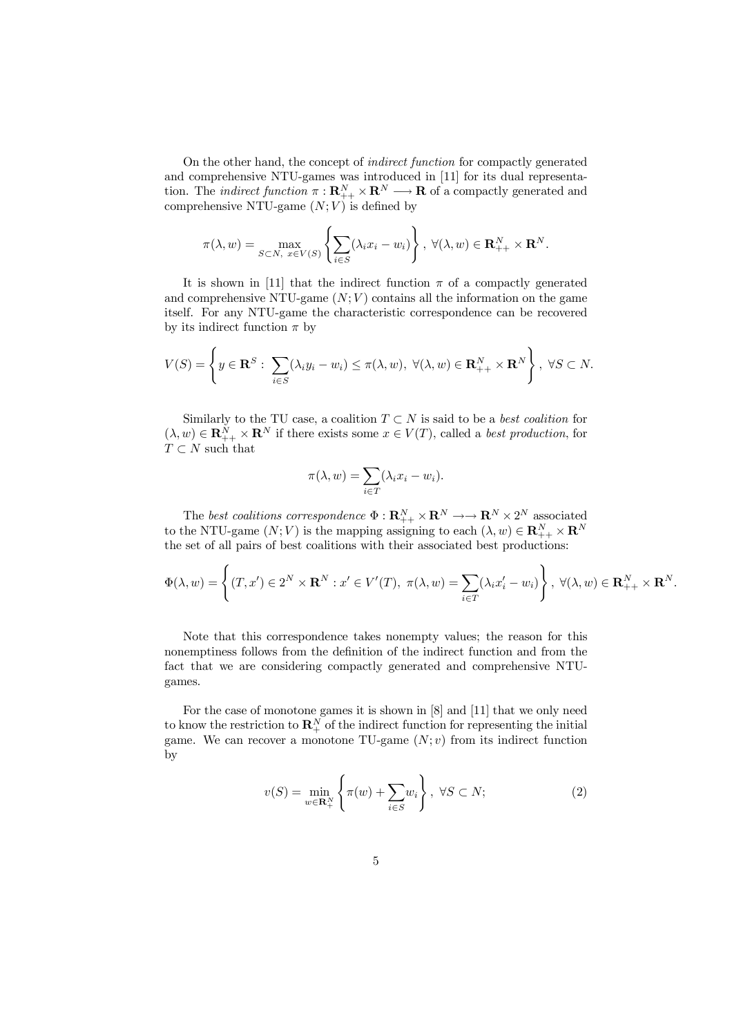On the other hand, the concept of *indirect function* for compactly generated and comprehensive NTU-games was introduced in [11] for its dual representation. The *indirect function* $\pi : \mathbf{R}^N_{++} \times \mathbf{R}^N \longrightarrow \mathbf{R}$ of a compactly generated and comprehensive NTU-game $(N;V)$ is defined by

$$\pi(\lambda, w) = \max_{S \subset N,\ x \in V(S)} \left\{ \sum_{i \in S} (\lambda_i x_i - w_i) \right\},\ \forall (\lambda, w) \in \mathbf{R}^N_{++} \times \mathbf{R}^N.$$

It is shown in [11] that the indirect function $\pi$ of a compactly generated and comprehensive NTU-game $(N;V)$ contains all the information on the game itself. For any NTU-game the characteristic correspondence can be recovered by its indirect function $\pi$ by

$$V(S) = \left\{ y \in \mathbf{R}^S :\ \sum_{i \in S} (\lambda_i y_i - w_i) \leq \pi(\lambda, w),\ \forall (\lambda, w) \in \mathbf{R}^N_{++} \times \mathbf{R}^N \right\},\ \forall S \subset N.$$

Similarly to the TU case, a coalition $T \subset N$ is said to be a *best coalition* for $(\lambda, w) \in \mathbf{R}^N_{++} \times \mathbf{R}^N$ if there exists some $x \in V(T)$, called a *best production*, for $T \subset N$ such that

$$\pi(\lambda, w) = \sum_{i \in T} (\lambda_i x_i - w_i).$$

The *best coalitions correspondence* $\Phi : \mathbf{R}^N_{++} \times \mathbf{R}^N \rightarrow\!\!\!\rightarrow \mathbf{R}^N \times 2^N$ associated to the NTU-game $(N;V)$ is the mapping assigning to each $(\lambda, w) \in \mathbf{R}^N_{++} \times \mathbf{R}^N$ the set of all pairs of best coalitions with their associated best productions:

$$\Phi(\lambda, w) = \left\{ (T, x') \in 2^N \times \mathbf{R}^N : x' \in V'(T),\ \pi(\lambda, w) = \sum_{i \in T} (\lambda_i x'_i - w_i) \right\},\ \forall (\lambda, w) \in \mathbf{R}^N_{++} \times \mathbf{R}^N.$$

Note that this correspondence takes nonempty values; the reason for this nonemptiness follows from the definition of the indirect function and from the fact that we are considering compactly generated and comprehensive NTU-games.

For the case of monotone games it is shown in [8] and [11] that we only need to know the restriction to $\mathbf{R}^N_+$ of the indirect function for representing the initial game. We can recover a monotone TU-game $(N;v)$ from its indirect function by

$$v(S) = \min_{w \in \mathbf{R}^N_+} \left\{ \pi(w) + \sum_{i \in S} w_i \right\},\ \forall S \subset N; \tag{2}$$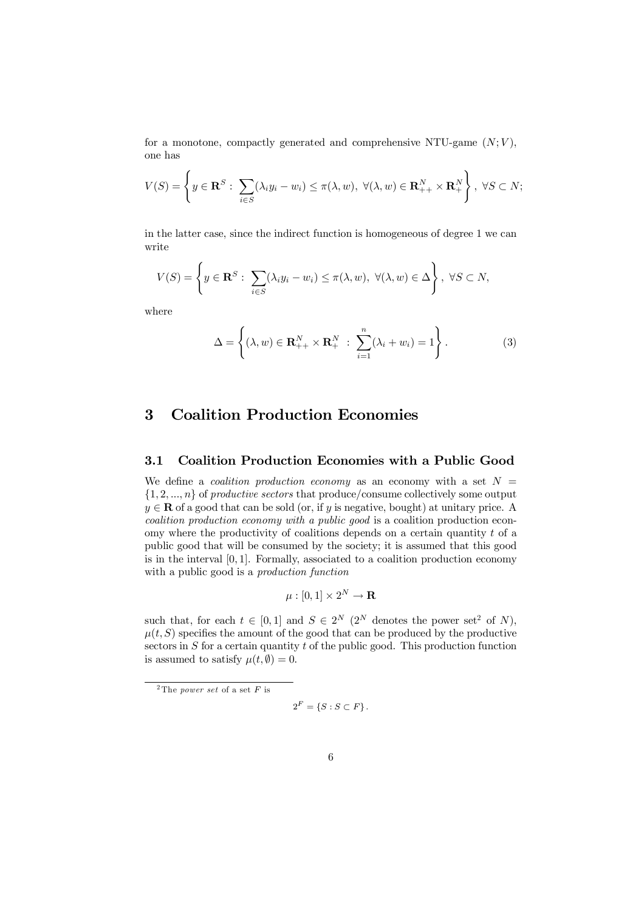for a monotone, compactly generated and comprehensive NTU-game $(N;V)$, one has

$$V(S)=\left\{y\in\mathbf{R}^S:\ \sum_{i\in S}(\lambda_i y_i-w_i)\le\pi(\lambda,w),\ \forall(\lambda,w)\in\mathbf{R}^N_{++}\times\mathbf{R}^N_{+}\right\},\ \forall S\subset N;$$

in the latter case, since the indirect function is homogeneous of degree 1 we can write

$$V(S)=\left\{y\in\mathbf{R}^S:\ \sum_{i\in S}(\lambda_i y_i-w_i)\le\pi(\lambda,w),\ \forall(\lambda,w)\in\Delta\right\},\ \forall S\subset N,$$

where

$$\Delta=\left\{(\lambda,w)\in\mathbf{R}^N_{++}\times\mathbf{R}^N_{+}\ :\ \sum_{i=1}^{n}(\lambda_i+w_i)=1\right\}. \tag{3}$$

# 3 Coalition Production Economies

## 3.1 Coalition Production Economies with a Public Good

We define a *coalition production economy* as an economy with a set $N=\{1,2,...,n\}$ of *productive sectors* that produce/consume collectively some output $y\in\mathbf{R}$ of a good that can be sold (or, if $y$ is negative, bought) at unitary price. A *coalition production economy with a public good* is a coalition production economy where the productivity of coalitions depends on a certain quantity $t$ of a public good that will be consumed by the society; it is assumed that this good is in the interval $[0,1]$. Formally, associated to a coalition production economy with a public good is a *production function*

$$\mu:[0,1]\times 2^N\to\mathbf{R}$$

such that, for each $t\in[0,1]$ and $S\in 2^N$ ($2^N$ denotes the power set[2] of $N$), $\mu(t,S)$ specifies the amount of the good that can be produced by the productive sectors in $S$ for a certain quantity $t$ of the public good. This production function is assumed to satisfy $\mu(t,\emptyset)=0$.

[2] The *power set* of a set $F$ is

$$2^F=\{S:S\subset F\}.$$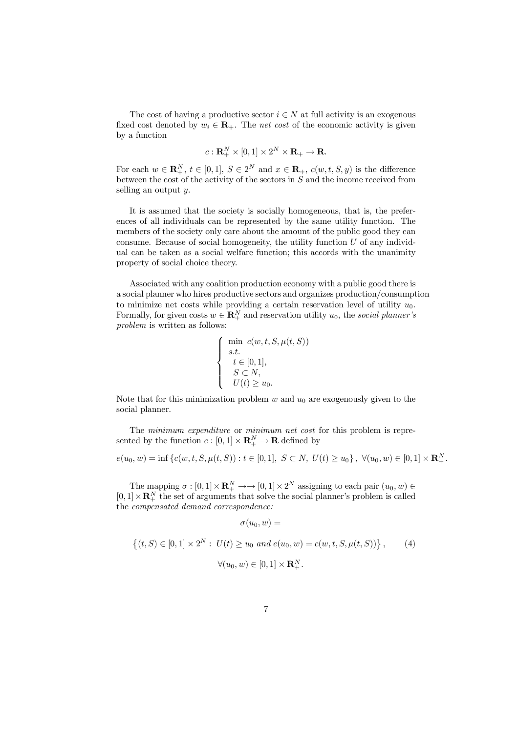The cost of having a productive sector $i \in N$ at full activity is an exogenous fixed cost denoted by $w_i \in \mathbf{R}_+$. The *net cost* of the economic activity is given by a function

$$c : \mathbf{R}_+^N \times [0,1] \times 2^N \times \mathbf{R}_+ \to \mathbf{R}.$$

For each $w \in \mathbf{R}_+^N$, $t \in [0,1]$, $S \in 2^N$ and $x \in \mathbf{R}_+$, $c(w,t,S,y)$ is the difference between the cost of the activity of the sectors in $S$ and the income received from selling an output $y$.

It is assumed that the society is socially homogeneous, that is, the preferences of all individuals can be represented by the same utility function. The members of the society only care about the amount of the public good they can consume. Because of social homogeneity, the utility function $U$ of any individual can be taken as a social welfare function; this accords with the unanimity property of social choice theory.

Associated with any coalition production economy with a public good there is a social planner who hires productive sectors and organizes production/consumption to minimize net costs while providing a certain reservation level of utility $u_0$. Formally, for given costs $w \in \mathbf{R}_+^N$ and reservation utility $u_0$, the *social planner's problem* is written as follows:

$$\begin{cases} \min \; c(w,t,S,\mu(t,S)) \\ s.t. \\ \;\; t \in [0,1], \\ \;\; S \subset N, \\ \;\; U(t) \geq u_0. \end{cases}$$

Note that for this minimization problem $w$ and $u_0$ are exogenously given to the social planner.

The *minimum expenditure* or *minimum net cost* for this problem is represented by the function $e : [0,1] \times \mathbf{R}_+^N \to \mathbf{R}$ defined by

$$e(u_0,w) = \inf\left\{c(w,t,S,\mu(t,S)) : t \in [0,1],\ S \subset N,\ U(t) \geq u_0\right\},\ \forall (u_0,w) \in [0,1] \times \mathbf{R}_+^N.$$

The mapping $\sigma : [0,1] \times \mathbf{R}_+^N \to\!\!\to [0,1] \times 2^N$ assigning to each pair $(u_0,w) \in [0,1] \times \mathbf{R}_+^N$ the set of arguments that solve the social planner's problem is called the *compensated demand correspondence:*

$$\sigma(u_0,w) =$$

$$\left\{(t,S) \in [0,1] \times 2^N : \ U(t) \geq u_0 \ \textit{and}\ e(u_0,w) = c(w,t,S,\mu(t,S))\right\}, \qquad (4)$$

$$\forall (u_0,w) \in [0,1] \times \mathbf{R}_+^N.$$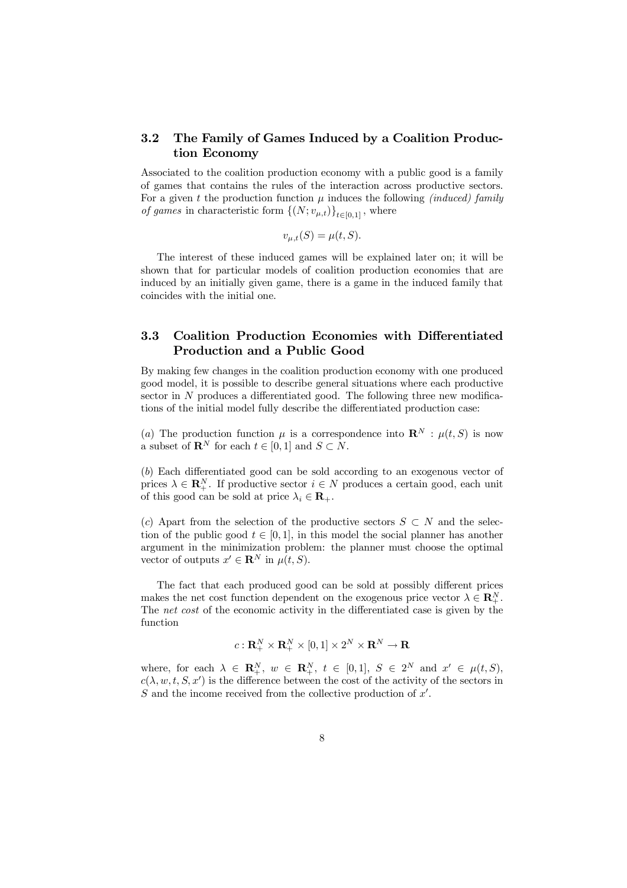## 3.2 The Family of Games Induced by a Coalition Production Economy

Associated to the coalition production economy with a public good is a family of games that contains the rules of the interaction across productive sectors. For a given $t$ the production function $\mu$ induces the following *(induced) family of games* in characteristic form $\{(N; v_{\mu,t})\}_{t\in[0,1]}$, where

$$v_{\mu,t}(S) = \mu(t, S).$$

The interest of these induced games will be explained later on; it will be shown that for particular models of coalition production economies that are induced by an initially given game, there is a game in the induced family that coincides with the initial one.

## 3.3 Coalition Production Economies with Differentiated Production and a Public Good

By making few changes in the coalition production economy with one produced good model, it is possible to describe general situations where each productive sector in $N$ produces a differentiated good. The following three new modifications of the initial model fully describe the differentiated production case:

($a$) The production function $\mu$ is a correspondence into $\mathbf{R}^N$ : $\mu(t, S)$ is now a subset of $\mathbf{R}^N$ for each $t \in [0, 1]$ and $S \subset N$.

($b$) Each differentiated good can be sold according to an exogenous vector of prices $\lambda \in \mathbf{R}^N_+$. If productive sector $i \in N$ produces a certain good, each unit of this good can be sold at price $\lambda_i \in \mathbf{R}_+$.

($c$) Apart from the selection of the productive sectors $S \subset N$ and the selection of the public good $t \in [0, 1]$, in this model the social planner has another argument in the minimization problem: the planner must choose the optimal vector of outputs $x' \in \mathbf{R}^N$ in $\mu(t, S)$.

The fact that each produced good can be sold at possibly different prices makes the net cost function dependent on the exogenous price vector $\lambda \in \mathbf{R}^N_+$. The *net cost* of the economic activity in the differentiated case is given by the function

$$c : \mathbf{R}^N_+ \times \mathbf{R}^N_+ \times [0, 1] \times 2^N \times \mathbf{R}^N \to \mathbf{R}$$

where, for each $\lambda \in \mathbf{R}^N_+$, $w \in \mathbf{R}^N_+$, $t \in [0, 1]$, $S \in 2^N$ and $x' \in \mu(t, S)$, $c(\lambda, w, t, S, x')$ is the difference between the cost of the activity of the sectors in $S$ and the income received from the collective production of $x'$.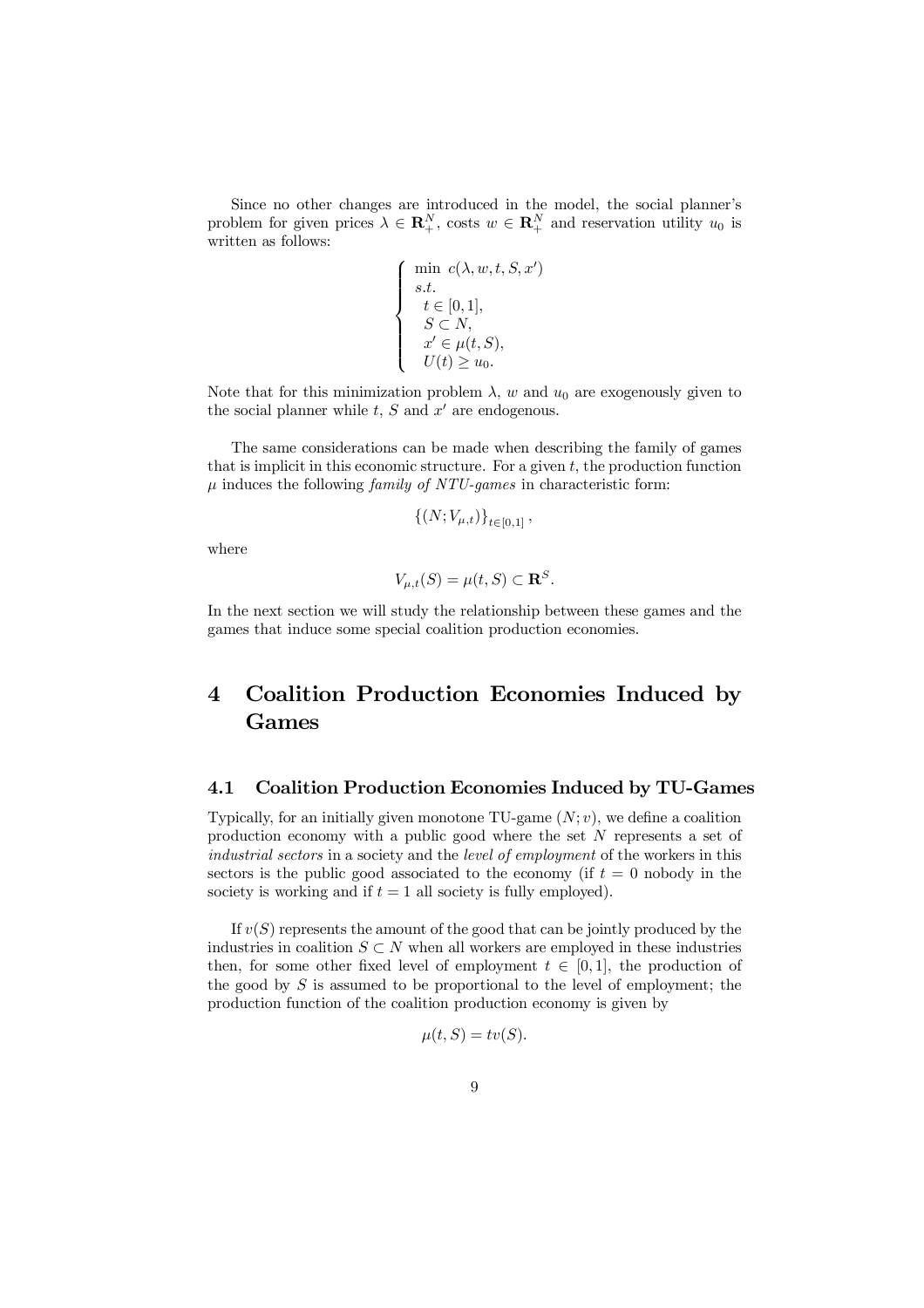Since no other changes are introduced in the model, the social planner's problem for given prices $\lambda \in \mathbf{R}_+^N$, costs $w \in \mathbf{R}_+^N$ and reservation utility $u_0$ is written as follows:

$$
\left\{
\begin{array}{l}
\min \ c(\lambda, w, t, S, x') \\
s.t. \\
\ \ t \in [0,1], \\
\ \ S \subset N, \\
\ \ x' \in \mu(t, S), \\
\ \ U(t) \geq u_0.
\end{array}
\right.
$$

Note that for this minimization problem $\lambda$, $w$ and $u_0$ are exogenously given to the social planner while $t$, $S$ and $x'$ are endogenous.

The same considerations can be made when describing the family of games that is implicit in this economic structure. For a given $t$, the production function $\mu$ induces the following *family of NTU-games* in characteristic form:

$$
\{(N; V_{\mu,t})\}_{t \in [0,1]},
$$

where

$$
V_{\mu,t}(S) = \mu(t, S) \subset \mathbf{R}^S.
$$

In the next section we will study the relationship between these games and the games that induce some special coalition production economies.

# 4 Coalition Production Economies Induced by Games

## 4.1 Coalition Production Economies Induced by TU-Games

Typically, for an initially given monotone TU-game $(N; v)$, we define a coalition production economy with a public good where the set $N$ represents a set of *industrial sectors* in a society and the *level of employment* of the workers in this sectors is the public good associated to the economy (if $t = 0$ nobody in the society is working and if $t = 1$ all society is fully employed).

If $v(S)$ represents the amount of the good that can be jointly produced by the industries in coalition $S \subset N$ when all workers are employed in these industries then, for some other fixed level of employment $t \in [0,1]$, the production of the good by $S$ is assumed to be proportional to the level of employment; the production function of the coalition production economy is given by

$$
\mu(t, S) = tv(S).
$$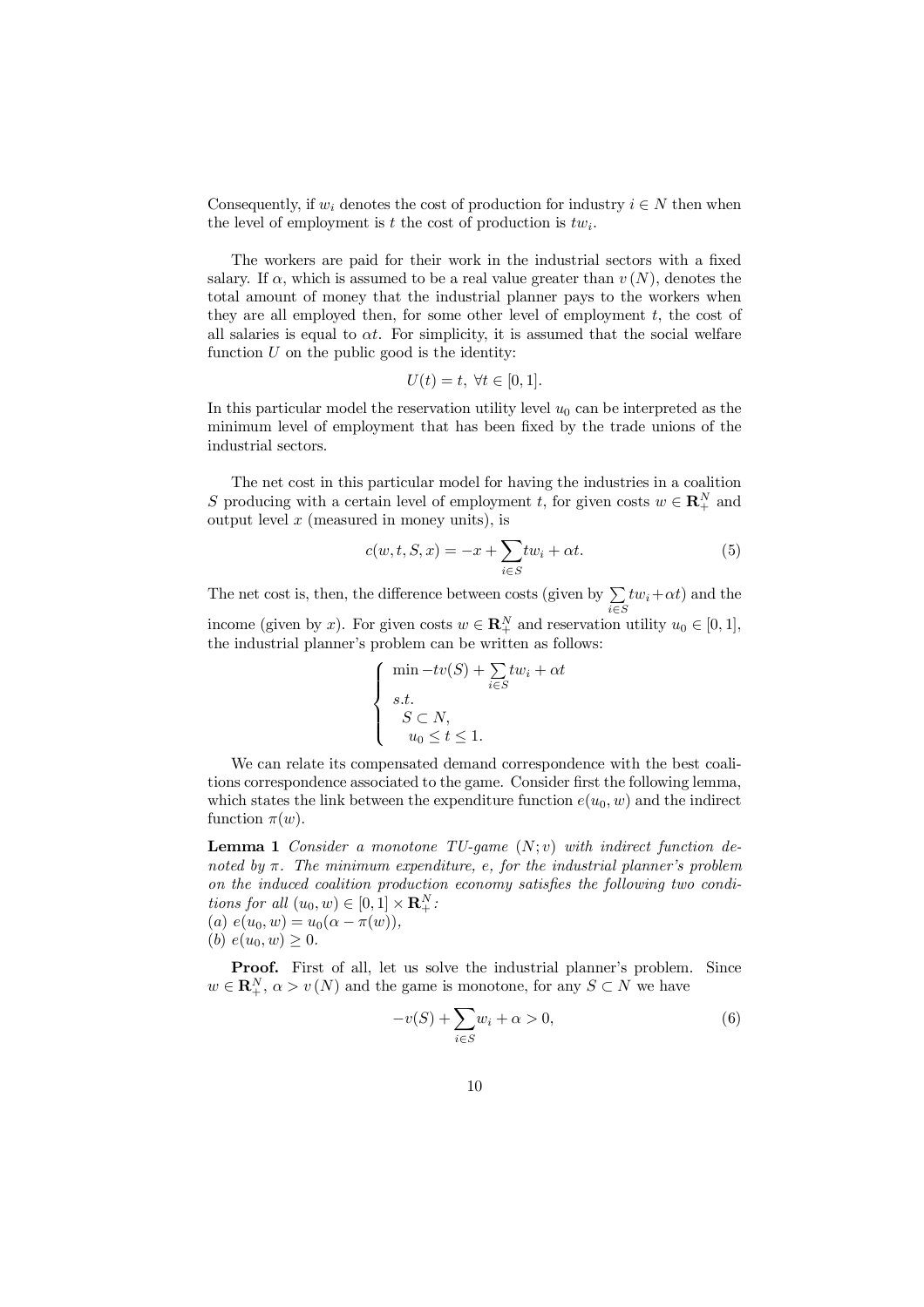Consequently, if $w_i$ denotes the cost of production for industry $i \in N$ then when the level of employment is $t$ the cost of production is $tw_i$.

The workers are paid for their work in the industrial sectors with a fixed salary. If $\alpha$, which is assumed to be a real value greater than $v(N)$, denotes the total amount of money that the industrial planner pays to the workers when they are all employed then, for some other level of employment $t$, the cost of all salaries is equal to $\alpha t$. For simplicity, it is assumed that the social welfare function $U$ on the public good is the identity:

$$U(t) = t, \ \forall t \in [0, 1].$$

In this particular model the reservation utility level $u_0$ can be interpreted as the minimum level of employment that has been fixed by the trade unions of the industrial sectors.

The net cost in this particular model for having the industries in a coalition $S$ producing with a certain level of employment $t$, for given costs $w \in \mathbf{R}_+^N$ and output level $x$ (measured in money units), is

$$c(w, t, S, x) = -x + \sum_{i \in S} tw_i + \alpha t. \tag{5}$$

The net cost is, then, the difference between costs (given by $\sum_{i \in S} tw_i + \alpha t$) and the income (given by $x$). For given costs $w \in \mathbf{R}_+^N$ and reservation utility $u_0 \in [0, 1]$, the industrial planner's problem can be written as follows:

$$\begin{cases} \min -tv(S) + \sum_{i \in S} tw_i + \alpha t \\ s.t. \\ \quad S \subset N, \\ \quad u_0 \leq t \leq 1. \end{cases}$$

We can relate its compensated demand correspondence with the best coalitions correspondence associated to the game. Consider first the following lemma, which states the link between the expenditure function $e(u_0, w)$ and the indirect function $\pi(w)$.

**Lemma 1** *Consider a monotone TU-game $(N; v)$ with indirect function denoted by $\pi$. The minimum expenditure, $e$, for the industrial planner's problem on the induced coalition production economy satisfies the following two conditions for all $(u_0, w) \in [0, 1] \times \mathbf{R}_+^N$:*
*(a) $e(u_0, w) = u_0(\alpha - \pi(w))$,*
*(b) $e(u_0, w) \geq 0$.*

**Proof.** First of all, let us solve the industrial planner's problem. Since $w \in \mathbf{R}_+^N$, $\alpha > v(N)$ and the game is monotone, for any $S \subset N$ we have

$$-v(S) + \sum_{i \in S} w_i + \alpha > 0, \tag{6}$$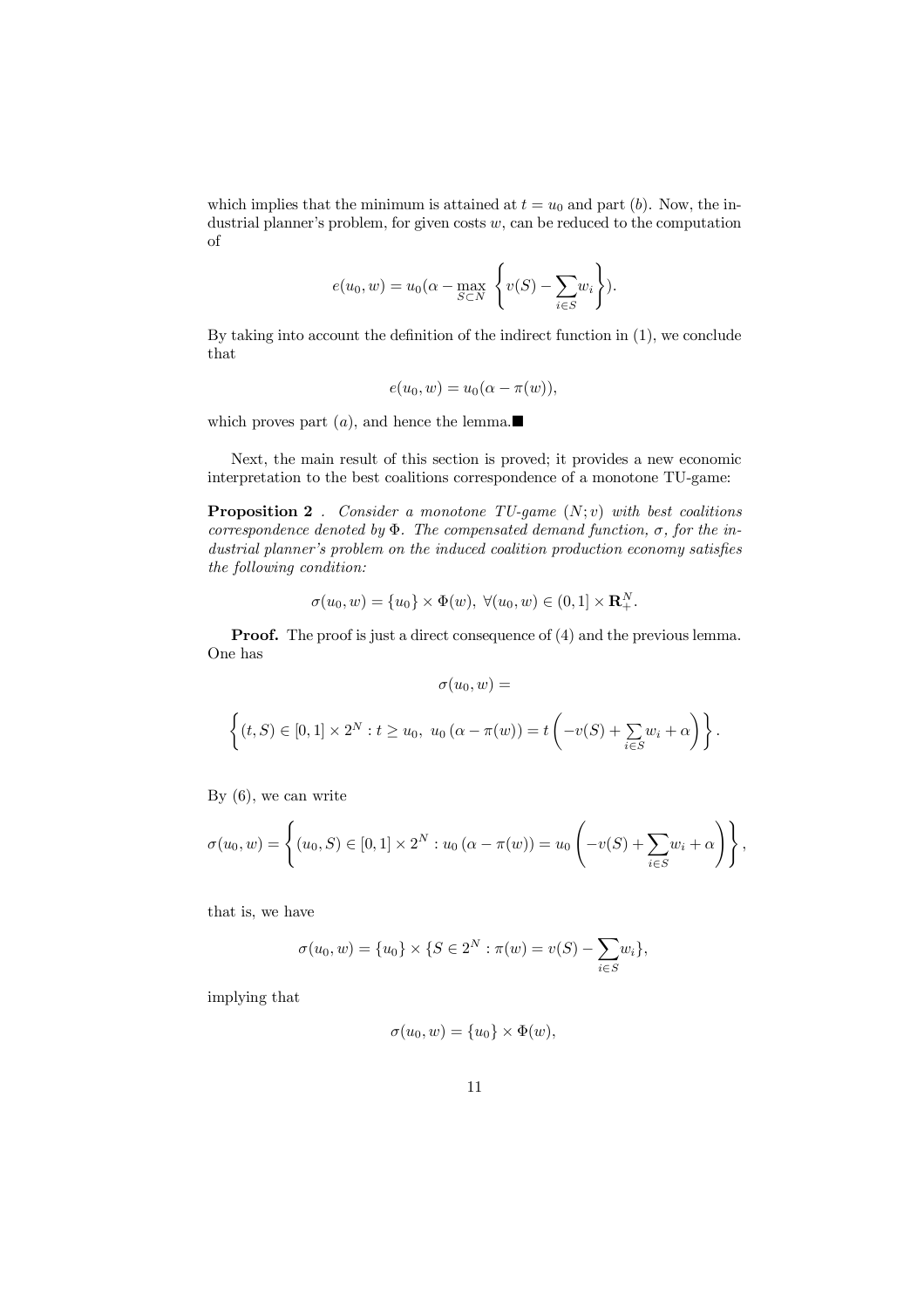which implies that the minimum is attained at $t = u_0$ and part $(b)$. Now, the industrial planner's problem, for given costs $w$, can be reduced to the computation of

$$e(u_0, w) = u_0(\alpha - \max_{S \subset N} \left\{ v(S) - \sum_{i \in S} w_i \right\}).$$

By taking into account the definition of the indirect function in (1), we conclude that

$$e(u_0, w) = u_0(\alpha - \pi(w)),$$

which proves part $(a)$, and hence the lemma.■

Next, the main result of this section is proved; it provides a new economic interpretation to the best coalitions correspondence of a monotone TU-game:

**Proposition 2** . *Consider a monotone TU-game $(N; v)$ with best coalitions correspondence denoted by $\Phi$. The compensated demand function, $\sigma$, for the industrial planner's problem on the induced coalition production economy satisfies the following condition:*

$$\sigma(u_0, w) = \{u_0\} \times \Phi(w), \; \forall (u_0, w) \in (0, 1] \times \mathbf{R}^N_+.$$

**Proof.** The proof is just a direct consequence of (4) and the previous lemma. One has

$$\sigma(u_0, w) =$$

$$\left\{ (t, S) \in [0, 1] \times 2^N : t \geq u_0, \; u_0 \left(\alpha - \pi(w)\right) = t \left( -v(S) + \sum_{i \in S} w_i + \alpha \right) \right\}.$$

By (6), we can write

$$\sigma(u_0, w) = \left\{ (u_0, S) \in [0, 1] \times 2^N : u_0 \left(\alpha - \pi(w)\right) = u_0 \left( -v(S) + \sum_{i \in S} w_i + \alpha \right) \right\},$$

that is, we have

$$\sigma(u_0, w) = \{u_0\} \times \{S \in 2^N : \pi(w) = v(S) - \sum_{i \in S} w_i\},$$

implying that

$$\sigma(u_0, w) = \{u_0\} \times \Phi(w),$$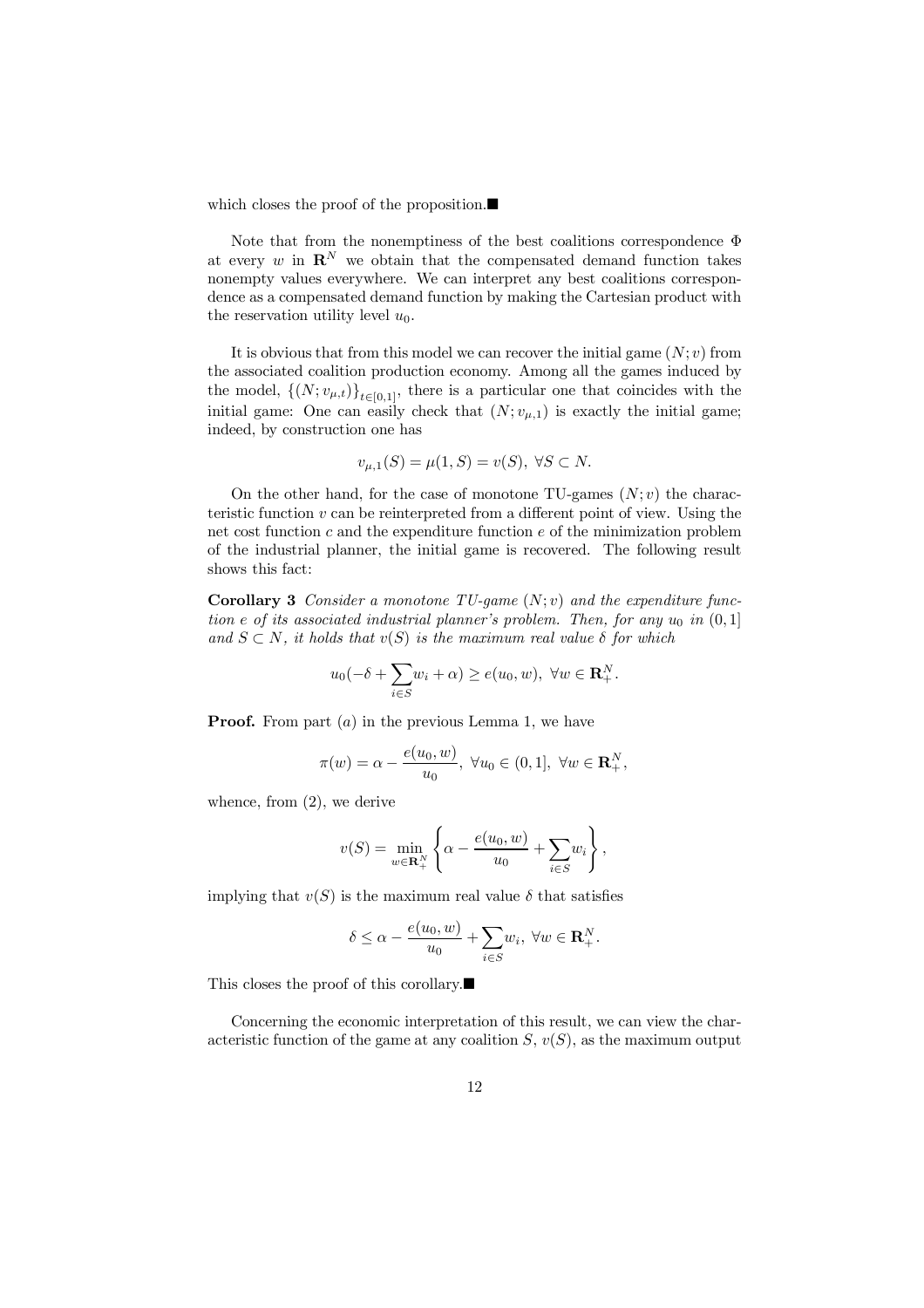which closes the proof of the proposition.■

Note that from the nonemptiness of the best coalitions correspondence $\Phi$ at every $w$ in $\mathbf{R}^N$ we obtain that the compensated demand function takes nonempty values everywhere. We can interpret any best coalitions correspondence as a compensated demand function by making the Cartesian product with the reservation utility level $u_0$.

It is obvious that from this model we can recover the initial game $(N; v)$ from the associated coalition production economy. Among all the games induced by the model, $\{(N; v_{\mu,t})\}_{t\in[0,1]}$, there is a particular one that coincides with the initial game: One can easily check that $(N; v_{\mu,1})$ is exactly the initial game; indeed, by construction one has

$$v_{\mu,1}(S) = \mu(1, S) = v(S), \ \forall S \subset N.$$

On the other hand, for the case of monotone TU-games $(N; v)$ the characteristic function $v$ can be reinterpreted from a different point of view. Using the net cost function $c$ and the expenditure function $e$ of the minimization problem of the industrial planner, the initial game is recovered. The following result shows this fact:

**Corollary 3** *Consider a monotone TU-game $(N; v)$ and the expenditure function $e$ of its associated industrial planner's problem. Then, for any $u_0$ in $(0, 1]$ and $S \subset N$, it holds that $v(S)$ is the maximum real value $\delta$ for which*

$$u_0(-\delta + \sum_{i\in S} w_i + \alpha) \geq e(u_0, w), \ \forall w \in \mathbf{R}^N_+.$$

**Proof.** From part $(a)$ in the previous Lemma 1, we have

$$\pi(w) = \alpha - \frac{e(u_0, w)}{u_0}, \ \forall u_0 \in (0, 1], \ \forall w \in \mathbf{R}^N_+,$$

whence, from (2), we derive

$$v(S) = \min_{w\in\mathbf{R}^N_+} \left\{ \alpha - \frac{e(u_0, w)}{u_0} + \sum_{i\in S} w_i \right\},$$

implying that $v(S)$ is the maximum real value $\delta$ that satisfies

$$\delta \leq \alpha - \frac{e(u_0, w)}{u_0} + \sum_{i\in S} w_i, \ \forall w \in \mathbf{R}^N_+.$$

This closes the proof of this corollary.■

Concerning the economic interpretation of this result, we can view the characteristic function of the game at any coalition $S$, $v(S)$, as the maximum output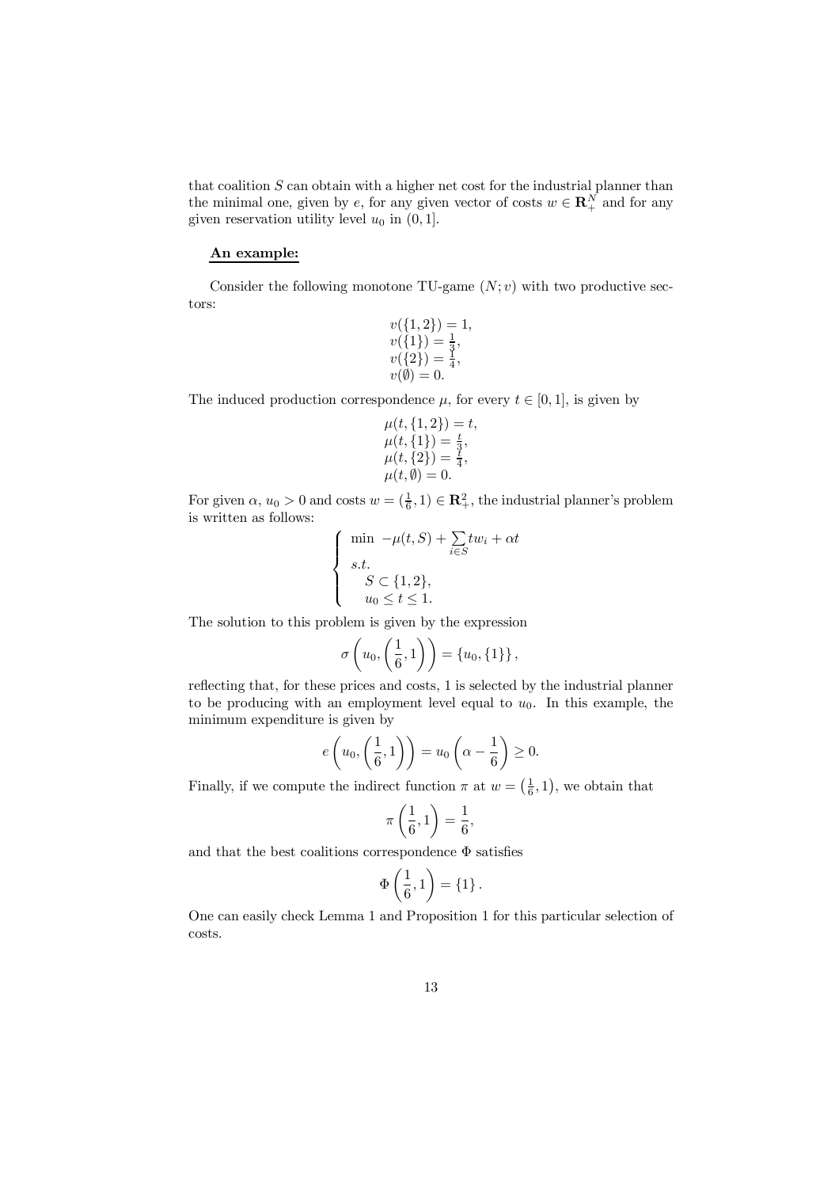that coalition $S$ can obtain with a higher net cost for the industrial planner than the minimal one, given by $e$, for any given vector of costs $w \in \mathbf{R}_+^N$ and for any given reservation utility level $u_0$ in $(0, 1]$.

**An example:**

Consider the following monotone TU-game $(N; v)$ with two productive sectors:

$$
\begin{array}{l}
v(\{1,2\}) = 1, \\
v(\{1\}) = \frac{1}{3}, \\
v(\{2\}) = \frac{1}{4}, \\
v(\emptyset) = 0.
\end{array}
$$

The induced production correspondence $\mu$, for every $t \in [0, 1]$, is given by

$$
\begin{array}{l}
\mu(t, \{1,2\}) = t, \\
\mu(t, \{1\}) = \frac{t}{3}, \\
\mu(t, \{2\}) = \frac{t}{4}, \\
\mu(t, \emptyset) = 0.
\end{array}
$$

For given $\alpha$, $u_0 > 0$ and costs $w = (\frac{1}{6}, 1) \in \mathbf{R}_+^2$, the industrial planner's problem is written as follows:

$$
\left\{
\begin{array}{l}
\min \; -\mu(t, S) + \sum\limits_{i \in S} t w_i + \alpha t \\
s.t. \\
\quad S \subset \{1, 2\}, \\
\quad u_0 \leq t \leq 1.
\end{array}
\right.
$$

The solution to this problem is given by the expression

$$
\sigma\left(u_0, \left(\frac{1}{6}, 1\right)\right) = \{u_0, \{1\}\},
$$

reflecting that, for these prices and costs, 1 is selected by the industrial planner to be producing with an employment level equal to $u_0$. In this example, the minimum expenditure is given by

$$
e\left(u_0, \left(\frac{1}{6}, 1\right)\right) = u_0\left(\alpha - \frac{1}{6}\right) \geq 0.
$$

Finally, if we compute the indirect function $\pi$ at $w = \left(\frac{1}{6}, 1\right)$, we obtain that

$$
\pi\left(\frac{1}{6}, 1\right) = \frac{1}{6},
$$

and that the best coalitions correspondence $\Phi$ satisfies

$$
\Phi\left(\frac{1}{6}, 1\right) = \{1\}.
$$

One can easily check Lemma 1 and Proposition 1 for this particular selection of costs.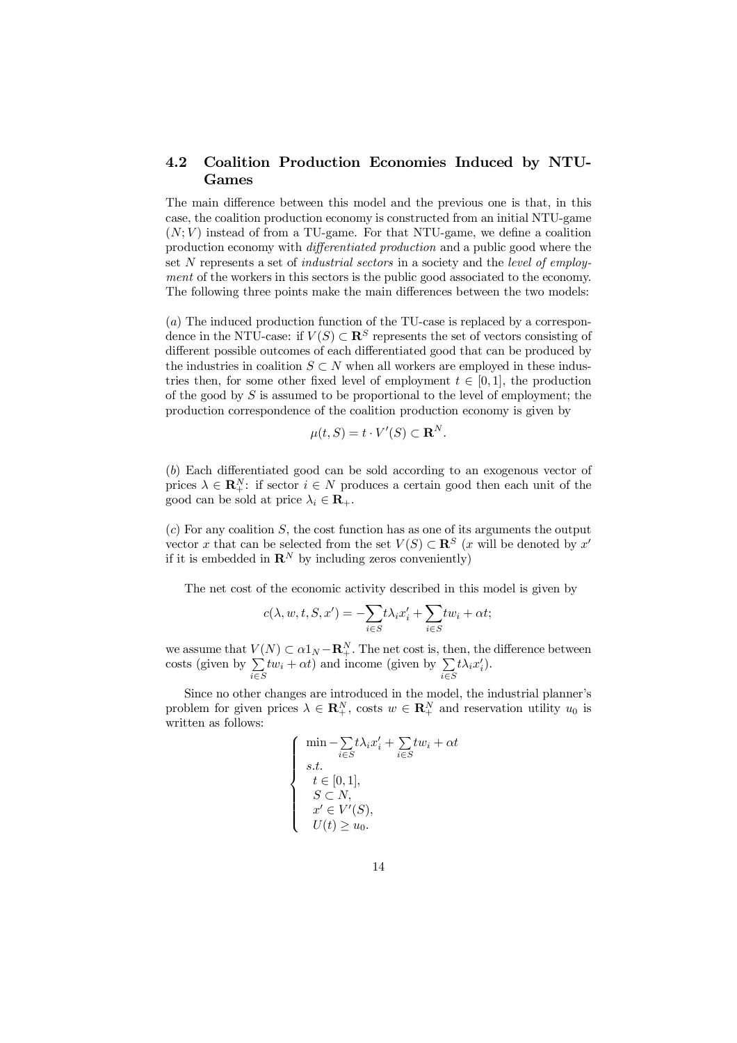### 4.2 Coalition Production Economies Induced by NTU-Games

The main difference between this model and the previous one is that, in this case, the coalition production economy is constructed from an initial NTU-game $(N; V)$ instead of from a TU-game. For that NTU-game, we define a coalition production economy with *differentiated production* and a public good where the set $N$ represents a set of *industrial sectors* in a society and the *level of employment* of the workers in this sectors is the public good associated to the economy. The following three points make the main differences between the two models:

$(a)$ The induced production function of the TU-case is replaced by a correspondence in the NTU-case: if $V(S) \subset \mathbf{R}^S$ represents the set of vectors consisting of different possible outcomes of each differentiated good that can be produced by the industries in coalition $S \subset N$ when all workers are employed in these industries then, for some other fixed level of employment $t \in [0, 1]$, the production of the good by $S$ is assumed to be proportional to the level of employment; the production correspondence of the coalition production economy is given by

$$\mu(t, S) = t \cdot V'(S) \subset \mathbf{R}^N.$$

$(b)$ Each differentiated good can be sold according to an exogenous vector of prices $\lambda \in \mathbf{R}_+^N$: if sector $i \in N$ produces a certain good then each unit of the good can be sold at price $\lambda_i \in \mathbf{R}_+$.

$(c)$ For any coalition $S$, the cost function has as one of its arguments the output vector $x$ that can be selected from the set $V(S) \subset \mathbf{R}^S$ ($x$ will be denoted by $x'$ if it is embedded in $\mathbf{R}^N$ by including zeros conveniently)

The net cost of the economic activity described in this model is given by

$$c(\lambda, w, t, S, x') = -\sum_{i \in S} t\lambda_i x_i' + \sum_{i \in S} tw_i + \alpha t;$$

we assume that $V(N) \subset \alpha 1_N - \mathbf{R}_+^N$. The net cost is, then, the difference between costs (given by $\sum_{i \in S} tw_i + \alpha t$) and income (given by $\sum_{i \in S} t\lambda_i x_i'$).

Since no other changes are introduced in the model, the industrial planner's problem for given prices $\lambda \in \mathbf{R}_+^N$, costs $w \in \mathbf{R}_+^N$ and reservation utility $u_0$ is written as follows:

$$\left\{ \begin{array}{l} \min -\sum_{i \in S} t\lambda_i x_i' + \sum_{i \in S} tw_i + \alpha t \\ s.t. \\ \quad t \in [0, 1], \\ \quad S \subset N, \\ \quad x' \in V'(S), \\ \quad U(t) \geq u_0. \end{array} \right.$$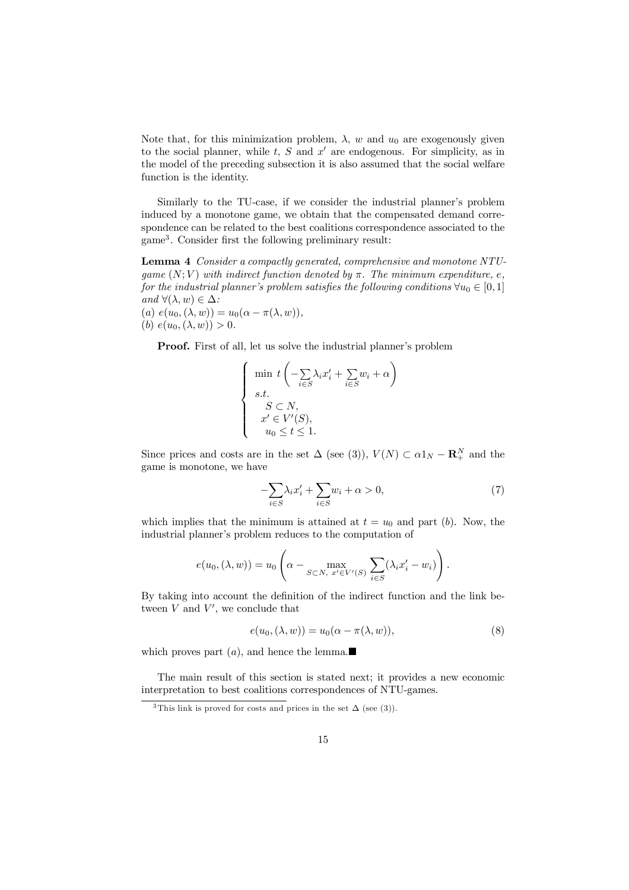Note that, for this minimization problem, $\lambda$, $w$ and $u_0$ are exogenously given to the social planner, while $t$, $S$ and $x'$ are endogenous. For simplicity, as in the model of the preceding subsection it is also assumed that the social welfare function is the identity.

Similarly to the TU-case, if we consider the industrial planner's problem induced by a monotone game, we obtain that the compensated demand correspondence can be related to the best coalitions correspondence associated to the game[3]. Consider first the following preliminary result:

**Lemma 4** *Consider a compactly generated, comprehensive and monotone NTU-game $(N;V)$ with indirect function denoted by $\pi$. The minimum expenditure, $e$, for the industrial planner's problem satisfies the following conditions $\forall u_0 \in [0,1]$ and $\forall(\lambda, w) \in \Delta$:*
*(a) $e(u_0, (\lambda, w)) = u_0(\alpha - \pi(\lambda, w))$,*
*(b) $e(u_0, (\lambda, w)) > 0$.*

**Proof.** First of all, let us solve the industrial planner's problem

$$\left\{ \begin{array}{l} \min \ t\left(-\sum\limits_{i\in S}\lambda_i x_i' + \sum\limits_{i\in S} w_i + \alpha\right) \\ s.t. \\ \quad S \subset N, \\ \quad x' \in V'(S), \\ \quad u_0 \leq t \leq 1. \end{array} \right.$$

Since prices and costs are in the set $\Delta$ (see (3)), $V(N) \subset \alpha 1_N - \mathbf{R}^N_+$ and the game is monotone, we have

$$-\sum_{i\in S}\lambda_i x_i' + \sum_{i\in S} w_i + \alpha > 0, \tag{7}$$

which implies that the minimum is attained at $t = u_0$ and part $(b)$. Now, the industrial planner's problem reduces to the computation of

$$e(u_0, (\lambda, w)) = u_0\left(\alpha - \max_{S\subset N,\ x'\in V'(S)} \sum_{i\in S}(\lambda_i x_i' - w_i)\right).$$

By taking into account the definition of the indirect function and the link between $V$ and $V'$, we conclude that

$$e(u_0, (\lambda, w)) = u_0(\alpha - \pi(\lambda, w)), \tag{8}$$

which proves part $(a)$, and hence the lemma.■

The main result of this section is stated next; it provides a new economic interpretation to best coalitions correspondences of NTU-games.

[3] This link is proved for costs and prices in the set $\Delta$ (see (3)).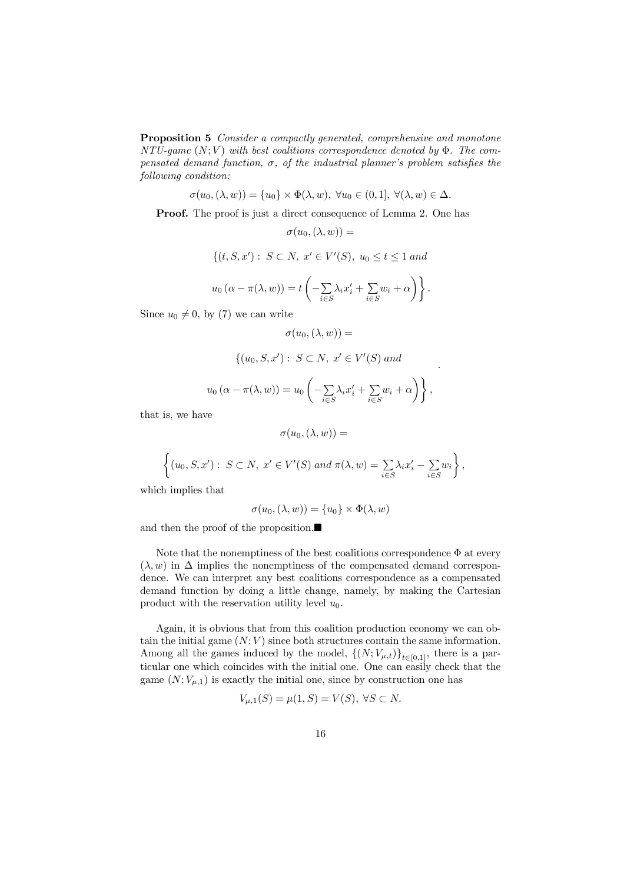**Proposition 5** *Consider a compactly generated, comprehensive and monotone NTU-game $(N;V)$ with best coalitions correspondence denoted by $\Phi$. The compensated demand function, $\sigma$, of the industrial planner's problem satisfies the following condition:*

$$\sigma(u_0,(\lambda,w)) = \{u_0\} \times \Phi(\lambda,w),\ \forall u_0 \in (0,1],\ \forall(\lambda,w) \in \Delta.$$

**Proof.** The proof is just a direct consequence of Lemma 2. One has

$$\sigma(u_0,(\lambda,w)) =$$

$$\{(t,S,x') :\ S \subset N,\ x' \in V'(S),\ u_0 \leq t \leq 1 \textit{ and}$$

$$u_0\left(\alpha - \pi(\lambda,w)\right) = t\left(-\sum_{i\in S}\lambda_i x'_i + \sum_{i\in S} w_i + \alpha\right)\right\}.$$

Since $u_0 \neq 0$, by (7) we can write

$$\sigma(u_0,(\lambda,w)) =$$

$$\{(u_0,S,x') :\ S \subset N,\ x' \in V'(S) \textit{ and}$$

$$u_0\left(\alpha - \pi(\lambda,w)\right) = u_0\left(-\sum_{i\in S}\lambda_i x'_i + \sum_{i\in S} w_i + \alpha\right)\right\},$$

that is, we have

$$\sigma(u_0,(\lambda,w)) =$$

$$\left\{(u_0,S,x') :\ S \subset N,\ x' \in V'(S) \textit{ and } \pi(\lambda,w) = \sum_{i\in S}\lambda_i x'_i - \sum_{i\in S} w_i\right\},$$

which implies that

$$\sigma(u_0,(\lambda,w)) = \{u_0\} \times \Phi(\lambda,w)$$

and then the proof of the proposition.■

Note that the nonemptiness of the best coalitions correspondence $\Phi$ at every $(\lambda,w)$ in $\Delta$ implies the nonemptiness of the compensated demand correspondence. We can interpret any best coalitions correspondence as a compensated demand function by doing a little change, namely, by making the Cartesian product with the reservation utility level $u_0$.

Again, it is obvious that from this coalition production economy we can obtain the initial game $(N;V)$ since both structures contain the same information. Among all the games induced by the model, $\{(N;V_{\mu,t})\}_{t\in[0,1]}$, there is a particular one which coincides with the initial one. One can easily check that the game $(N;V_{\mu,1})$ is exactly the initial one, since by construction one has

$$V_{\mu,1}(S) = \mu(1,S) = V(S),\ \forall S \subset N.$$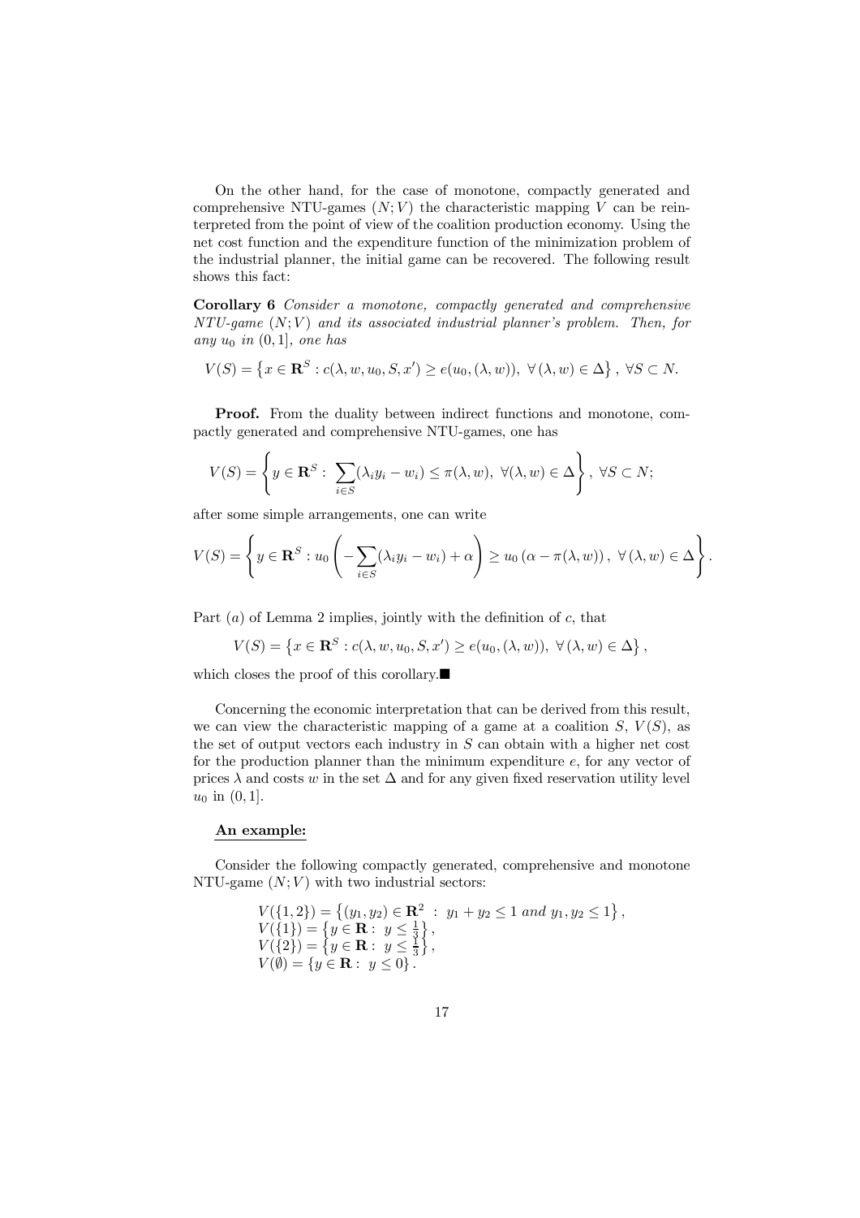On the other hand, for the case of monotone, compactly generated and comprehensive NTU-games $(N;V)$ the characteristic mapping $V$ can be reinterpreted from the point of view of the coalition production economy. Using the net cost function and the expenditure function of the minimization problem of the industrial planner, the initial game can be recovered. The following result shows this fact:

**Corollary 6** *Consider a monotone, compactly generated and comprehensive NTU-game $(N;V)$ and its associated industrial planner's problem. Then, for any $u_0$ in $(0,1]$, one has*

$$V(S) = \left\{ x \in \mathbf{R}^S : c(\lambda, w, u_0, S, x') \geq e(u_0, (\lambda, w)),\ \forall\, (\lambda, w) \in \Delta \right\},\ \forall S \subset N.$$

**Proof.** From the duality between indirect functions and monotone, compactly generated and comprehensive NTU-games, one has

$$V(S) = \left\{ y \in \mathbf{R}^S : \sum_{i \in S} (\lambda_i y_i - w_i) \leq \pi(\lambda, w),\ \forall (\lambda, w) \in \Delta \right\},\ \forall S \subset N;$$

after some simple arrangements, one can write

$$V(S) = \left\{ y \in \mathbf{R}^S : u_0 \left( -\sum_{i \in S} (\lambda_i y_i - w_i) + \alpha \right) \geq u_0 \left( \alpha - \pi(\lambda, w) \right),\ \forall\, (\lambda, w) \in \Delta \right\}.$$

Part $(a)$ of Lemma 2 implies, jointly with the definition of $c$, that

$$V(S) = \left\{ x \in \mathbf{R}^S : c(\lambda, w, u_0, S, x') \geq e(u_0, (\lambda, w)),\ \forall\, (\lambda, w) \in \Delta \right\},$$

which closes the proof of this corollary.■

Concerning the economic interpretation that can be derived from this result, we can view the characteristic mapping of a game at a coalition $S$, $V(S)$, as the set of output vectors each industry in $S$ can obtain with a higher net cost for the production planner than the minimum expenditure $e$, for any vector of prices $\lambda$ and costs $w$ in the set $\Delta$ and for any given fixed reservation utility level $u_0$ in $(0,1]$.

**An example:**

Consider the following compactly generated, comprehensive and monotone NTU-game $(N;V)$ with two industrial sectors:

$$\begin{aligned}
&V(\{1,2\}) = \left\{ (y_1, y_2) \in \mathbf{R}^2 \ : \ y_1 + y_2 \leq 1 \ and \ y_1, y_2 \leq 1 \right\}, \\
&V(\{1\}) = \left\{ y \in \mathbf{R} : \ y \leq \tfrac{1}{3} \right\}, \\
&V(\{2\}) = \left\{ y \in \mathbf{R} : \ y \leq \tfrac{1}{3} \right\}, \\
&V(\emptyset) = \left\{ y \in \mathbf{R} : \ y \leq 0 \right\}.
\end{aligned}$$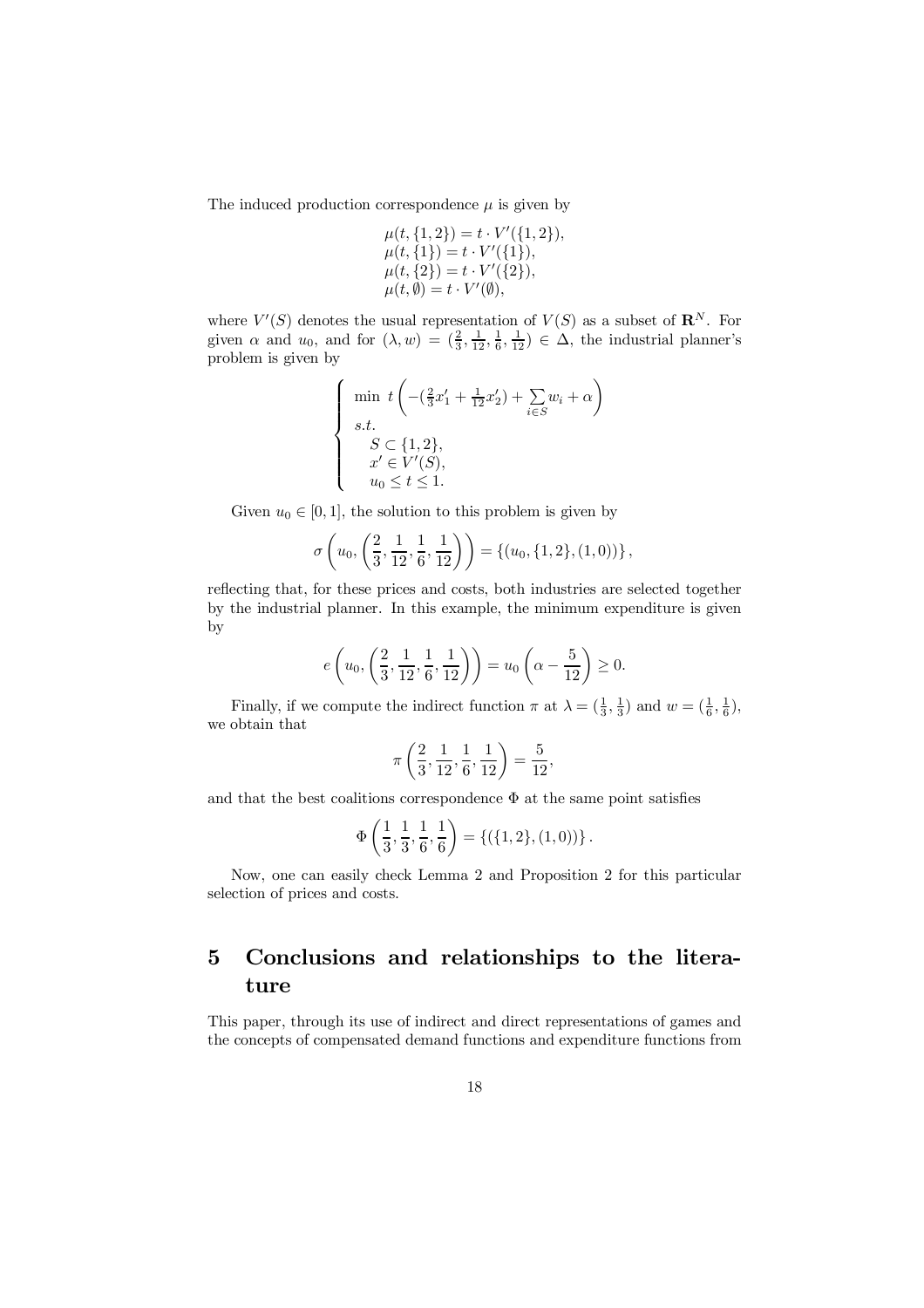The induced production correspondence $\mu$ is given by

$$\begin{aligned}
&\mu(t, \{1, 2\}) = t \cdot V'(\{1, 2\}), \\
&\mu(t, \{1\}) = t \cdot V'(\{1\}), \\
&\mu(t, \{2\}) = t \cdot V'(\{2\}), \\
&\mu(t, \emptyset) = t \cdot V'(\emptyset),
\end{aligned}$$

where $V'(S)$ denotes the usual representation of $V(S)$ as a subset of $\mathbf{R}^N$. For given $\alpha$ and $u_0$, and for $(\lambda, w) = (\frac{2}{3}, \frac{1}{12}, \frac{1}{6}, \frac{1}{12}) \in \Delta$, the industrial planner's problem is given by

$$\begin{cases}
\min \ t \left( -(\frac{2}{3}x'_1 + \frac{1}{12}x'_2) + \sum\limits_{i \in S} w_i + \alpha \right) \\
s.t. \\
\quad S \subset \{1, 2\}, \\
\quad x' \in V'(S), \\
\quad u_0 \leq t \leq 1.
\end{cases}$$

Given $u_0 \in [0, 1]$, the solution to this problem is given by

$$\sigma \left( u_0, \left( \frac{2}{3}, \frac{1}{12}, \frac{1}{6}, \frac{1}{12} \right) \right) = \{(u_0, \{1, 2\}, (1, 0))\},$$

reflecting that, for these prices and costs, both industries are selected together by the industrial planner. In this example, the minimum expenditure is given by

$$e \left( u_0, \left( \frac{2}{3}, \frac{1}{12}, \frac{1}{6}, \frac{1}{12} \right) \right) = u_0 \left( \alpha - \frac{5}{12} \right) \geq 0.$$

Finally, if we compute the indirect function $\pi$ at $\lambda = (\frac{1}{3}, \frac{1}{3})$ and $w = (\frac{1}{6}, \frac{1}{6})$, we obtain that

$$\pi \left( \frac{2}{3}, \frac{1}{12}, \frac{1}{6}, \frac{1}{12} \right) = \frac{5}{12},$$

and that the best coalitions correspondence $\Phi$ at the same point satisfies

$$\Phi \left( \frac{1}{3}, \frac{1}{3}, \frac{1}{6}, \frac{1}{6} \right) = \{(\{1, 2\}, (1, 0))\}.$$

Now, one can easily check Lemma 2 and Proposition 2 for this particular selection of prices and costs.

# 5 Conclusions and relationships to the literature

This paper, through its use of indirect and direct representations of games and the concepts of compensated demand functions and expenditure functions from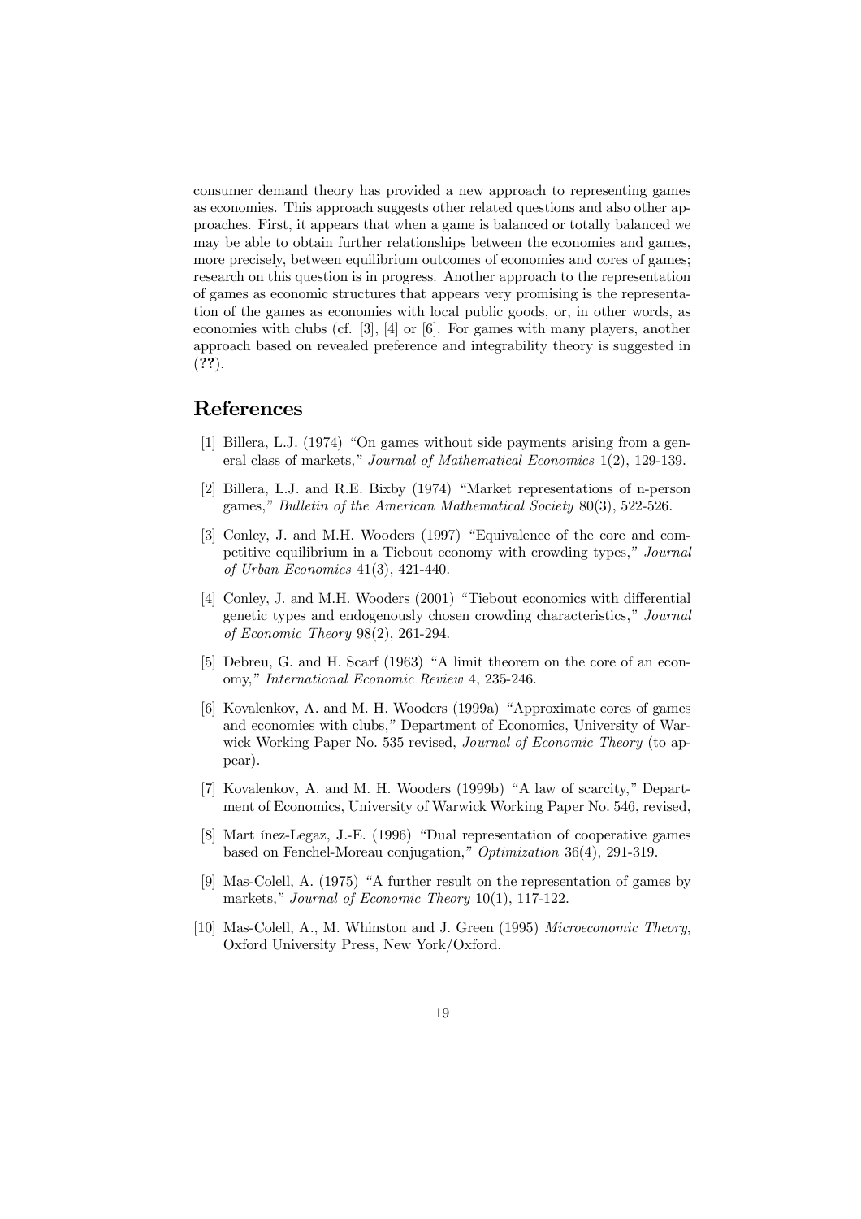consumer demand theory has provided a new approach to representing games as economies. This approach suggests other related questions and also other approaches. First, it appears that when a game is balanced or totally balanced we may be able to obtain further relationships between the economies and games, more precisely, between equilibrium outcomes of economies and cores of games; research on this question is in progress. Another approach to the representation of games as economic structures that appears very promising is the representation of the games as economies with local public goods, or, in other words, as economies with clubs (cf. [3], [4] or [6]. For games with many players, another approach based on revealed preference and integrability theory is suggested in (**??**).

# References

[1] Billera, L.J. (1974) "On games without side payments arising from a general class of markets," *Journal of Mathematical Economics* 1(2), 129-139.

[2] Billera, L.J. and R.E. Bixby (1974) "Market representations of n-person games," *Bulletin of the American Mathematical Society* 80(3), 522-526.

[3] Conley, J. and M.H. Wooders (1997) "Equivalence of the core and competitive equilibrium in a Tiebout economy with crowding types," *Journal of Urban Economics* 41(3), 421-440.

[4] Conley, J. and M.H. Wooders (2001) "Tiebout economics with differential genetic types and endogenously chosen crowding characteristics," *Journal of Economic Theory* 98(2), 261-294.

[5] Debreu, G. and H. Scarf (1963) "A limit theorem on the core of an economy," *International Economic Review* 4, 235-246.

[6] Kovalenkov, A. and M. H. Wooders (1999a) "Approximate cores of games and economies with clubs," Department of Economics, University of Warwick Working Paper No. 535 revised, *Journal of Economic Theory* (to appear).

[7] Kovalenkov, A. and M. H. Wooders (1999b) "A law of scarcity," Department of Economics, University of Warwick Working Paper No. 546, revised,

[8] Mart ínez-Legaz, J.-E. (1996) "Dual representation of cooperative games based on Fenchel-Moreau conjugation," *Optimization* 36(4), 291-319.

[9] Mas-Colell, A. (1975) "A further result on the representation of games by markets," *Journal of Economic Theory* 10(1), 117-122.

[10] Mas-Colell, A., M. Whinston and J. Green (1995) *Microeconomic Theory*, Oxford University Press, New York/Oxford.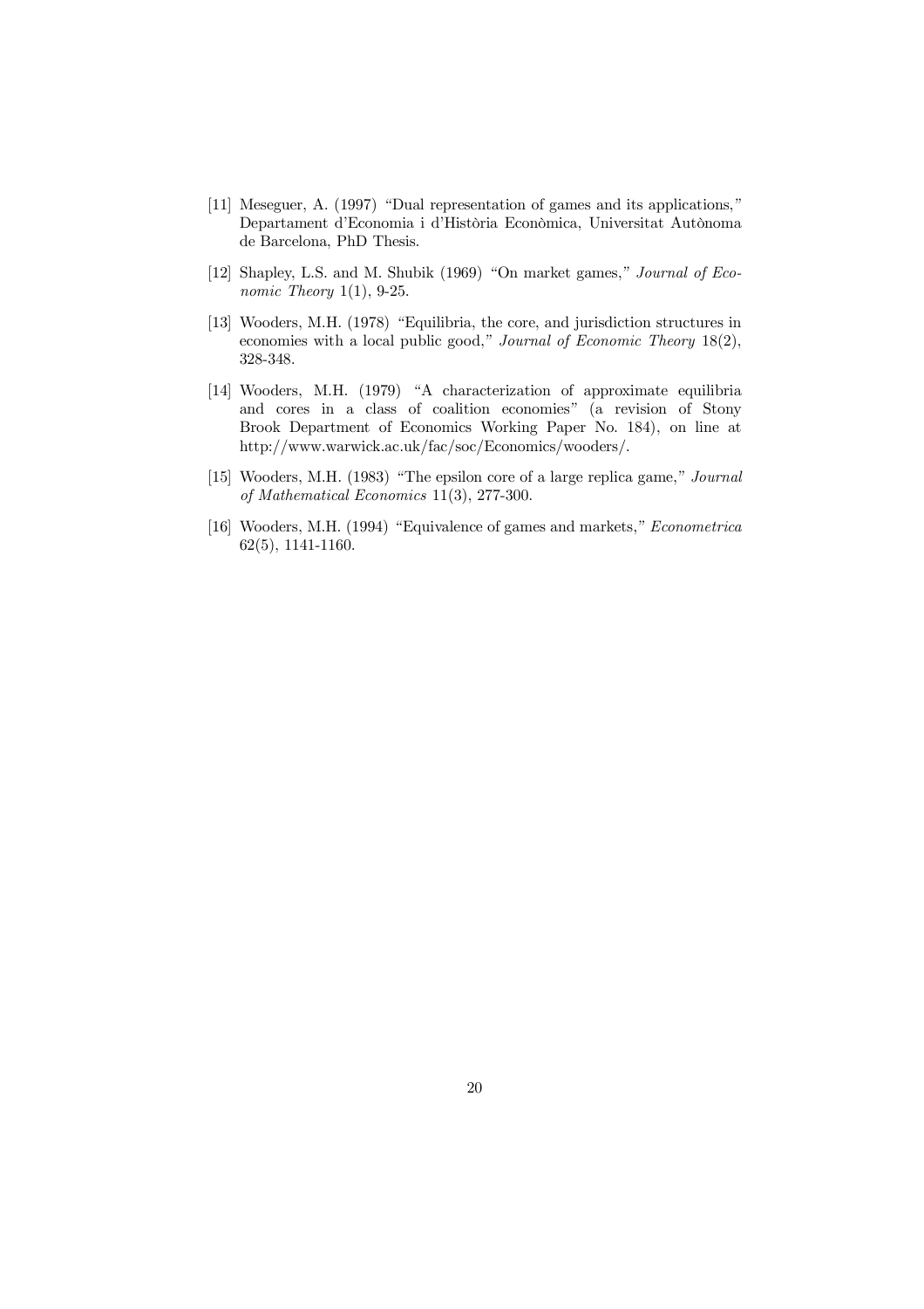[11] Meseguer, A. (1997) "Dual representation of games and its applications," Departament d'Economia i d'Història Econòmica, Universitat Autònoma de Barcelona, PhD Thesis.

[12] Shapley, L.S. and M. Shubik (1969) "On market games," *Journal of Economic Theory* 1(1), 9-25.

[13] Wooders, M.H. (1978) "Equilibria, the core, and jurisdiction structures in economies with a local public good," *Journal of Economic Theory* 18(2), 328-348.

[14] Wooders, M.H. (1979) "A characterization of approximate equilibria and cores in a class of coalition economies" (a revision of Stony Brook Department of Economics Working Paper No. 184), on line at http://www.warwick.ac.uk/fac/soc/Economics/wooders/.

[15] Wooders, M.H. (1983) "The epsilon core of a large replica game," *Journal of Mathematical Economics* 11(3), 277-300.

[16] Wooders, M.H. (1994) "Equivalence of games and markets," *Econometrica* 62(5), 1141-1160.